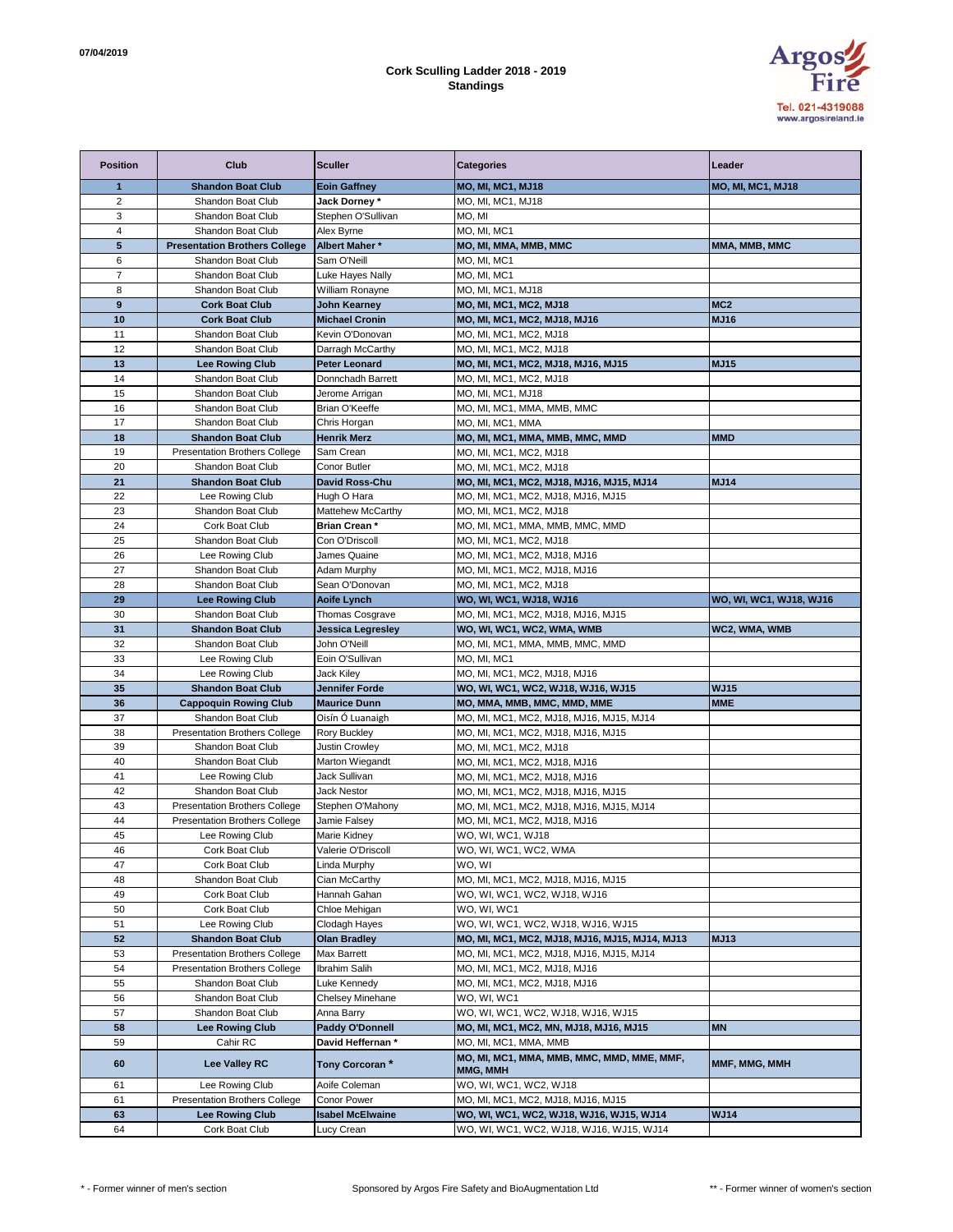07/04/2019

## Cork Sculling Ladder 2018 - 2019
## Standings

Argos Fire
Tel. 021-4319088
www.argosireland.ie

| Position | Club | Sculler | Categories | Leader |
|---|---|---|---|---|
| **1** | **Shandon Boat Club** | **Eoin Gaffney** | **MO, MI, MC1, MJ18** | **MO, MI, MC1, MJ18** |
| 2 | Shandon Boat Club | **Jack Dorney *** | MO, MI, MC1, MJ18 | |
| 3 | Shandon Boat Club | Stephen O'Sullivan | MO, MI | |
| 4 | Shandon Boat Club | Alex Byrne | MO, MI, MC1 | |
| **5** | **Presentation Brothers College** | **Albert Maher *** | **MO, MI, MMA, MMB, MMC** | **MMA, MMB, MMC** |
| 6 | Shandon Boat Club | Sam O'Neill | MO, MI, MC1 | |
| 7 | Shandon Boat Club | Luke Hayes Nally | MO, MI, MC1 | |
| 8 | Shandon Boat Club | William Ronayne | MO, MI, MC1, MJ18 | |
| **9** | **Cork Boat Club** | **John Kearney** | **MO, MI, MC1, MC2, MJ18** | **MC2** |
| **10** | **Cork Boat Club** | **Michael Cronin** | **MO, MI, MC1, MC2, MJ18, MJ16** | **MJ16** |
| 11 | Shandon Boat Club | Kevin O'Donovan | MO, MI, MC1, MC2, MJ18 | |
| 12 | Shandon Boat Club | Darragh McCarthy | MO, MI, MC1, MC2, MJ18 | |
| **13** | **Lee Rowing Club** | **Peter Leonard** | **MO, MI, MC1, MC2, MJ18, MJ16, MJ15** | **MJ15** |
| 14 | Shandon Boat Club | Donnchadh Barrett | MO, MI, MC1, MC2, MJ18 | |
| 15 | Shandon Boat Club | Jerome Arrigan | MO, MI, MC1, MJ18 | |
| 16 | Shandon Boat Club | Brian O'Keeffe | MO, MI, MC1, MMA, MMB, MMC | |
| 17 | Shandon Boat Club | Chris Horgan | MO, MI, MC1, MMA | |
| **18** | **Shandon Boat Club** | **Henrik Merz** | **MO, MI, MC1, MMA, MMB, MMC, MMD** | **MMD** |
| 19 | Presentation Brothers College | Sam Crean | MO, MI, MC1, MC2, MJ18 | |
| 20 | Shandon Boat Club | Conor Butler | MO, MI, MC1, MC2, MJ18 | |
| **21** | **Shandon Boat Club** | **David Ross-Chu** | **MO, MI, MC1, MC2, MJ18, MJ16, MJ15, MJ14** | **MJ14** |
| 22 | Lee Rowing Club | Hugh O Hara | MO, MI, MC1, MC2, MJ18, MJ16, MJ15 | |
| 23 | Shandon Boat Club | Mattehew McCarthy | MO, MI, MC1, MC2, MJ18 | |
| 24 | Cork Boat Club | **Brian Crean *** | MO, MI, MC1, MMA, MMB, MMC, MMD | |
| 25 | Shandon Boat Club | Con O'Driscoll | MO, MI, MC1, MC2, MJ18 | |
| 26 | Lee Rowing Club | James Quaine | MO, MI, MC1, MC2, MJ18, MJ16 | |
| 27 | Shandon Boat Club | Adam Murphy | MO, MI, MC1, MC2, MJ18, MJ16 | |
| 28 | Shandon Boat Club | Sean O'Donovan | MO, MI, MC1, MC2, MJ18 | |
| **29** | **Lee Rowing Club** | **Aoife Lynch** | **WO, WI, WC1, WJ18, WJ16** | **WO, WI, WC1, WJ18, WJ16** |
| 30 | Shandon Boat Club | Thomas Cosgrave | MO, MI, MC1, MC2, MJ18, MJ16, MJ15 | |
| **31** | **Shandon Boat Club** | **Jessica Legresley** | **WO, WI, WC1, WC2, WMA, WMB** | **WC2, WMA, WMB** |
| 32 | Shandon Boat Club | John O'Neill | MO, MI, MC1, MMA, MMB, MMC, MMD | |
| 33 | Lee Rowing Club | Eoin O'Sullivan | MO, MI, MC1 | |
| 34 | Lee Rowing Club | Jack Kiley | MO, MI, MC1, MC2, MJ18, MJ16 | |
| **35** | **Shandon Boat Club** | **Jennifer Forde** | **WO, WI, WC1, WC2, WJ18, WJ16, WJ15** | **WJ15** |
| **36** | **Cappoquin Rowing Club** | **Maurice Dunn** | **MO, MMA, MMB, MMC, MMD, MME** | **MME** |
| 37 | Shandon Boat Club | Oisín Ó Luanaigh | MO, MI, MC1, MC2, MJ18, MJ16, MJ15, MJ14 | |
| 38 | Presentation Brothers College | Rory Buckley | MO, MI, MC1, MC2, MJ18, MJ16, MJ15 | |
| 39 | Shandon Boat Club | Justin Crowley | MO, MI, MC1, MC2, MJ18 | |
| 40 | Shandon Boat Club | Marton Wiegandt | MO, MI, MC1, MC2, MJ18, MJ16 | |
| 41 | Lee Rowing Club | Jack Sullivan | MO, MI, MC1, MC2, MJ18, MJ16 | |
| 42 | Shandon Boat Club | Jack Nestor | MO, MI, MC1, MC2, MJ18, MJ16, MJ15 | |
| 43 | Presentation Brothers College | Stephen O'Mahony | MO, MI, MC1, MC2, MJ18, MJ16, MJ15, MJ14 | |
| 44 | Presentation Brothers College | Jamie Falsey | MO, MI, MC1, MC2, MJ18, MJ16 | |
| 45 | Lee Rowing Club | Marie Kidney | WO, WI, WC1, WJ18 | |
| 46 | Cork Boat Club | Valerie O'Driscoll | WO, WI, WC1, WC2, WMA | |
| 47 | Cork Boat Club | Linda Murphy | WO, WI | |
| 48 | Shandon Boat Club | Cian McCarthy | MO, MI, MC1, MC2, MJ18, MJ16, MJ15 | |
| 49 | Cork Boat Club | Hannah Gahan | WO, WI, WC1, WC2, WJ18, WJ16 | |
| 50 | Cork Boat Club | Chloe Mehigan | WO, WI, WC1 | |
| 51 | Lee Rowing Club | Clodagh Hayes | WO, WI, WC1, WC2, WJ18, WJ16, WJ15 | |
| **52** | **Shandon Boat Club** | **Olan Bradley** | **MO, MI, MC1, MC2, MJ18, MJ16, MJ15, MJ14, MJ13** | **MJ13** |
| 53 | Presentation Brothers College | Max Barrett | MO, MI, MC1, MC2, MJ18, MJ16, MJ15, MJ14 | |
| 54 | Presentation Brothers College | Ibrahim Salih | MO, MI, MC1, MC2, MJ18, MJ16 | |
| 55 | Shandon Boat Club | Luke Kennedy | MO, MI, MC1, MC2, MJ18, MJ16 | |
| 56 | Shandon Boat Club | Chelsey Minehane | WO, WI, WC1 | |
| 57 | Shandon Boat Club | Anna Barry | WO, WI, WC1, WC2, WJ18, WJ16, WJ15 | |
| **58** | **Lee Rowing Club** | **Paddy O'Donnell** | **MO, MI, MC1, MC2, MN, MJ18, MJ16, MJ15** | **MN** |
| 59 | Cahir RC | **David Heffernan *** | MO, MI, MC1, MMA, MMB | |
| **60** | **Lee Valley RC** | **Tony Corcoran *** | **MO, MI, MC1, MMA, MMB, MMC, MMD, MME, MMF, MMG, MMH** | **MMF, MMG, MMH** |
| 61 | Lee Rowing Club | Aoife Coleman | WO, WI, WC1, WC2, WJ18 | |
| 61 | Presentation Brothers College | Conor Power | MO, MI, MC1, MC2, MJ18, MJ16, MJ15 | |
| **63** | **Lee Rowing Club** | **Isabel McElwaine** | **WO, WI, WC1, WC2, WJ18, WJ16, WJ15, WJ14** | **WJ14** |
| 64 | Cork Boat Club | Lucy Crean | WO, WI, WC1, WC2, WJ18, WJ16, WJ15, WJ14 | |

\* - Former winner of men's section

Sponsored by Argos Fire Safety and BioAugmentation Ltd

\*\* - Former winner of women's section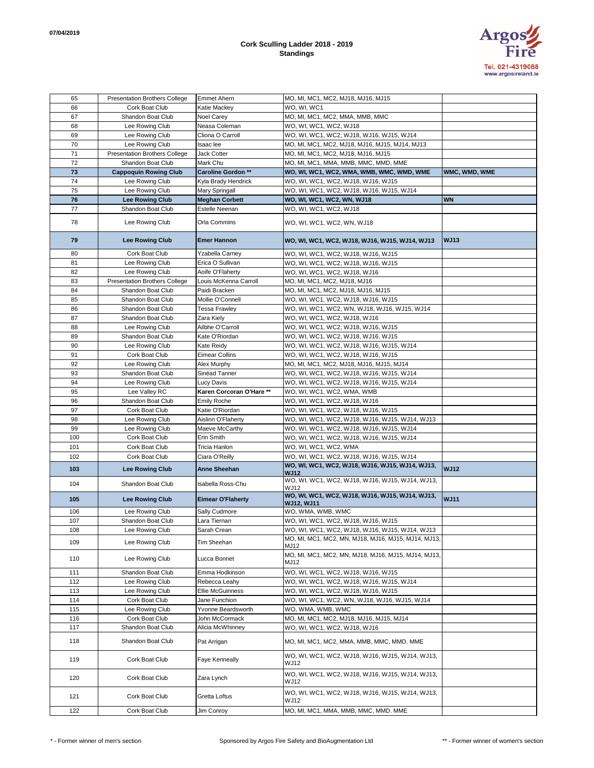# Cork Sculling Ladder 2018 - 2019

## Standings

| | | | | |
|---|---|---|---|---|
| 65 | Presentation Brothers College | Emmet Ahern | MO, MI, MC1, MC2, MJ18, MJ16, MJ15 | |
| 66 | Cork Boat Club | Katie Mackey | WO, WI, WC1 | |
| 67 | Shandon Boat Club | Noel Carey | MO, MI, MC1, MC2, MMA, MMB, MMC | |
| 68 | Lee Rowing Club | Neasa Coleman | WO, WI, WC1, WC2, WJ18 | |
| 69 | Lee Rowing Club | Cliona O Carroll | WO, WI, WC1, WC2, WJ18, WJ16, WJ15, WJ14 | |
| 70 | Lee Rowing Club | Isaac lee | MO, MI, MC1, MC2, MJ18, MJ16, MJ15, MJ14, MJ13 | |
| 71 | Presentation Brothers College | Jack Cotter | MO, MI, MC1, MC2, MJ18, MJ16, MJ15 | |
| 72 | Shandon Boat Club | Mark Chu | MO, MI, MC1, MMA, MMB, MMC, MMD, MME | |
| **73** | **Cappoquin Rowing Club** | **Caroline Gordon ** ** | **WO, WI, WC1, WC2, WMA, WMB, WMC, WMD, WME** | **WMC, WMD, WME** |
| 74 | Lee Rowing Club | Kyla Brady Hendrick | WO, WI, WC1, WC2, WJ18, WJ16, WJ15 | |
| 75 | Lee Rowing Club | Mary Springall | WO, WI, WC1, WC2, WJ18, WJ16, WJ15, WJ14 | |
| **76** | **Lee Rowing Club** | **Meghan Corbett** | **WO, WI, WC1, WC2, WN, WJ18** | **WN** |
| 77 | Shandon Boat Club | Estelle Neenan | WO, WI, WC1, WC2, WJ18 | |
| 78 | Lee Rowing Club | Orla Commins | WO, WI, WC1, WC2, WN, WJ18 | |
| **79** | **Lee Rowing Club** | **Emer Hannon** | **WO, WI, WC1, WC2, WJ18, WJ16, WJ15, WJ14, WJ13** | **WJ13** |
| 80 | Cork Boat Club | Yzabella Carney | WO, WI, WC1, WC2, WJ18, WJ16, WJ15 | |
| 81 | Lee Rowing Club | Erica O Sullivan | WO, WI, WC1, WC2, WJ18, WJ16, WJ15 | |
| 82 | Lee Rowing Club | Aoife O'Flaherty | WO, WI, WC1, WC2, WJ18, WJ16 | |
| 83 | Presentation Brothers College | Louis McKenna Carroll | MO, MI, MC1, MC2, MJ18, MJ16 | |
| 84 | Shandon Boat Club | Paidi Bracken | MO, MI, MC1, MC2, MJ18, MJ16, MJ15 | |
| 85 | Shandon Boat Club | Mollie O'Connell | WO, WI, WC1, WC2, WJ18, WJ16, WJ15 | |
| 86 | Shandon Boat Club | Tessa Frawley | WO, WI, WC1, WC2, WN, WJ18, WJ16, WJ15, WJ14 | |
| 87 | Shandon Boat Club | Zara Kiely | WO, WI, WC1, WC2, WJ18, WJ16 | |
| 88 | Lee Rowing Club | Ailbhe O'Carroll | WO, WI, WC1, WC2, WJ18, WJ16, WJ15 | |
| 89 | Shandon Boat Club | Kate O'Riordan | WO, WI, WC1, WC2, WJ18, WJ16, WJ15 | |
| 90 | Lee Rowing Club | Kate Reidy | WO, WI, WC1, WC2, WJ18, WJ16, WJ15, WJ14 | |
| 91 | Cork Boat Club | Eimear Collins | WO, WI, WC1, WC2, WJ18, WJ16, WJ15 | |
| 92 | Lee Rowing Club | Alex Murphy | MO, MI, MC1, MC2, MJ18, MJ16, MJ15, MJ14 | |
| 93 | Shandon Boat Club | Sinéad Tanner | WO, WI, WC1, WC2, WJ18, WJ16, WJ15, WJ14 | |
| 94 | Lee Rowing Club | Lucy Davis | WO, WI, WC1, WC2, WJ18, WJ16, WJ15, WJ14 | |
| 95 | Lee Valley RC | **Karen Corcoran O'Hare ** ** | WO, WI, WC1, WC2, WMA, WMB | |
| 96 | Shandon Boat Club | Emily Roche | WO, WI, WC1, WC2, WJ18, WJ16 | |
| 97 | Cork Boat Club | Katie O'Riordan | WO, WI, WC1, WC2, WJ18, WJ16, WJ15 | |
| 98 | Lee Rowing Club | Aislinn O'Flaherty | WO, WI, WC1, WC2, WJ18, WJ16, WJ15, WJ14, WJ13 | |
| 99 | Lee Rowing Club | Maeve McCarthy | WO, WI, WC1, WC2, WJ18, WJ16, WJ15, WJ14 | |
| 100 | Cork Boat Club | Erin Smith | WO, WI, WC1, WC2, WJ18, WJ16, WJ15, WJ14 | |
| 101 | Cork Boat Club | Tricia Hanlon | WO, WI, WC1, WC2, WMA | |
| 102 | Cork Boat Club | Ciara O'Reilly | WO, WI, WC1, WC2, WJ18, WJ16, WJ15, WJ14 | |
| **103** | **Lee Rowing Club** | **Anne Sheehan** | **WO, WI, WC1, WC2, WJ18, WJ16, WJ15, WJ14, WJ13, WJ12** | **WJ12** |
| 104 | Shandon Boat Club | Isabella Ross-Chu | WO, WI, WC1, WC2, WJ18, WJ16, WJ15, WJ14, WJ13, WJ12 | |
| **105** | **Lee Rowing Club** | **Eimear O'Flaherty** | **WO, WI, WC1, WC2, WJ18, WJ16, WJ15, WJ14, WJ13, WJ12, WJ11** | **WJ11** |
| 106 | Lee Rowing Club | Sally Cudmore | WO, WMA, WMB, WMC | |
| 107 | Shandon Boat Club | Lara Tiernan | WO, WI, WC1, WC2, WJ18, WJ16, WJ15 | |
| 108 | Lee Rowing Club | Sarah Crean | WO, WI, WC1, WC2, WJ18, WJ16, WJ15, WJ14, WJ13 | |
| 109 | Lee Rowing Club | Tim Sheehan | MO, MI, MC1, MC2, MN, MJ18, MJ16, MJ15, MJ14, MJ13, MJ12 | |
| 110 | Lee Rowing Club | Lucca Bonnet | MO, MI, MC1, MC2, MN, MJ18, MJ16, MJ15, MJ14, MJ13, MJ12 | |
| 111 | Shandon Boat Club | Emma Hodkinson | WO, WI, WC1, WC2, WJ18, WJ16, WJ15 | |
| 112 | Lee Rowing Club | Rebecca Leahy | WO, WI, WC1, WC2, WJ18, WJ16, WJ15, WJ14 | |
| 113 | Lee Rowing Club | Ellie McGuinness | WO, WI, WC1, WC2, WJ18, WJ16, WJ15 | |
| 114 | Cork Boat Club | Jane Funchion | WO, WI, WC1, WC2, WN, WJ18, WJ16, WJ15, WJ14 | |
| 115 | Lee Rowing Club | Yvonne Beardsworth | WO, WMA, WMB, WMC | |
| 116 | Cork Boat Club | John McCormack | MO, MI, MC1, MC2, MJ18, MJ16, MJ15, MJ14 | |
| 117 | Shandon Boat Club | Alicia McWhinney | WO, WI, WC1, WC2, WJ18, WJ16 | |
| 118 | Shandon Boat Club | Pat Arrigan | MO, MI, MC1, MC2, MMA, MMB, MMC, MMD. MME | |
| 119 | Cork Boat Club | Faye Kenneally | WO, WI, WC1, WC2, WJ18, WJ16, WJ15, WJ14, WJ13, WJ12 | |
| 120 | Cork Boat Club | Zara Lynch | WO, WI, WC1, WC2, WJ18, WJ16, WJ15, WJ14, WJ13, WJ12 | |
| 121 | Cork Boat Club | Gretta Loftus | WO, WI, WC1, WC2, WJ18, WJ16, WJ15, WJ14, WJ13, WJ12 | |
| 122 | Cork Boat Club | Jim Conroy | MO, MI, MC1, MMA, MMB, MMC, MMD. MME | |

* - Former winner of men's section

Sponsored by Argos Fire Safety and BioAugmentation Ltd

** - Former winner of women's section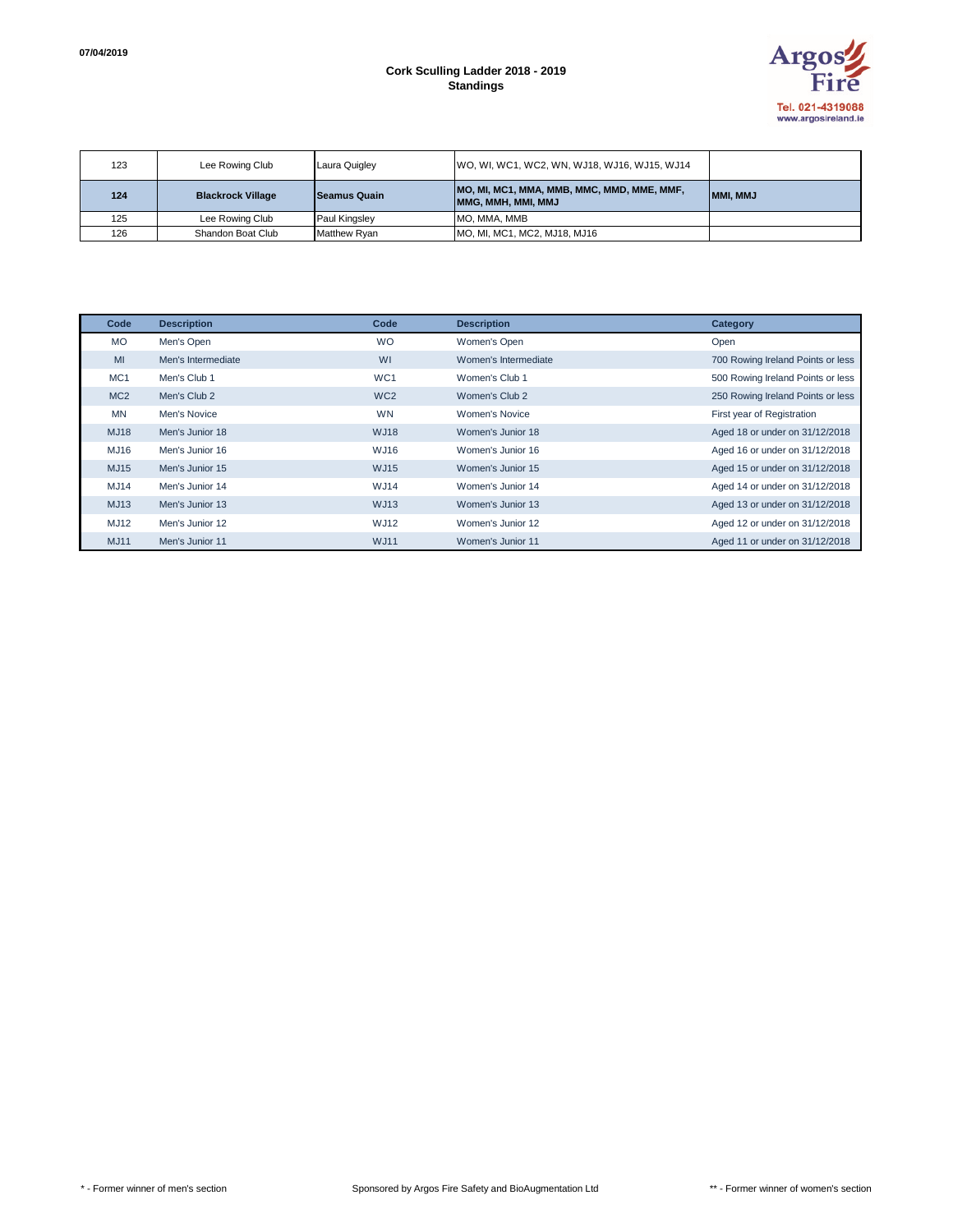07/04/2019

**Cork Sculling Ladder 2018 - 2019**
**Standings**

Argos Fire
Tel. 021-4319088
www.argosireland.ie

| | | | | |
|---|---|---|---|---|
| 123 | Lee Rowing Club | Laura Quigley | WO, WI, WC1, WC2, WN, WJ18, WJ16, WJ15, WJ14 | |
| **124** | **Blackrock Village** | **Seamus Quain** | **MO, MI, MC1, MMA, MMB, MMC, MMD, MME, MMF, MMG, MMH, MMI, MMJ** | **MMI, MMJ** |
| 125 | Lee Rowing Club | Paul Kingsley | MO, MMA, MMB | |
| 126 | Shandon Boat Club | Matthew Ryan | MO, MI, MC1, MC2, MJ18, MJ16 | |

| Code | Description | Code | Description | Category |
|---|---|---|---|---|
| MO | Men's Open | WO | Women's Open | Open |
| MI | Men's Intermediate | WI | Women's Intermediate | 700 Rowing Ireland Points or less |
| MC1 | Men's Club 1 | WC1 | Women's Club 1 | 500 Rowing Ireland Points or less |
| MC2 | Men's Club 2 | WC2 | Women's Club 2 | 250 Rowing Ireland Points or less |
| MN | Men's Novice | WN | Women's Novice | First year of Registration |
| MJ18 | Men's Junior 18 | WJ18 | Women's Junior 18 | Aged 18 or under on 31/12/2018 |
| MJ16 | Men's Junior 16 | WJ16 | Women's Junior 16 | Aged 16 or under on 31/12/2018 |
| MJ15 | Men's Junior 15 | WJ15 | Women's Junior 15 | Aged 15 or under on 31/12/2018 |
| MJ14 | Men's Junior 14 | WJ14 | Women's Junior 14 | Aged 14 or under on 31/12/2018 |
| MJ13 | Men's Junior 13 | WJ13 | Women's Junior 13 | Aged 13 or under on 31/12/2018 |
| MJ12 | Men's Junior 12 | WJ12 | Women's Junior 12 | Aged 12 or under on 31/12/2018 |
| MJ11 | Men's Junior 11 | WJ11 | Women's Junior 11 | Aged 11 or under on 31/12/2018 |

* - Former winner of men's section

Sponsored by Argos Fire Safety and BioAugmentation Ltd

** - Former winner of women's section